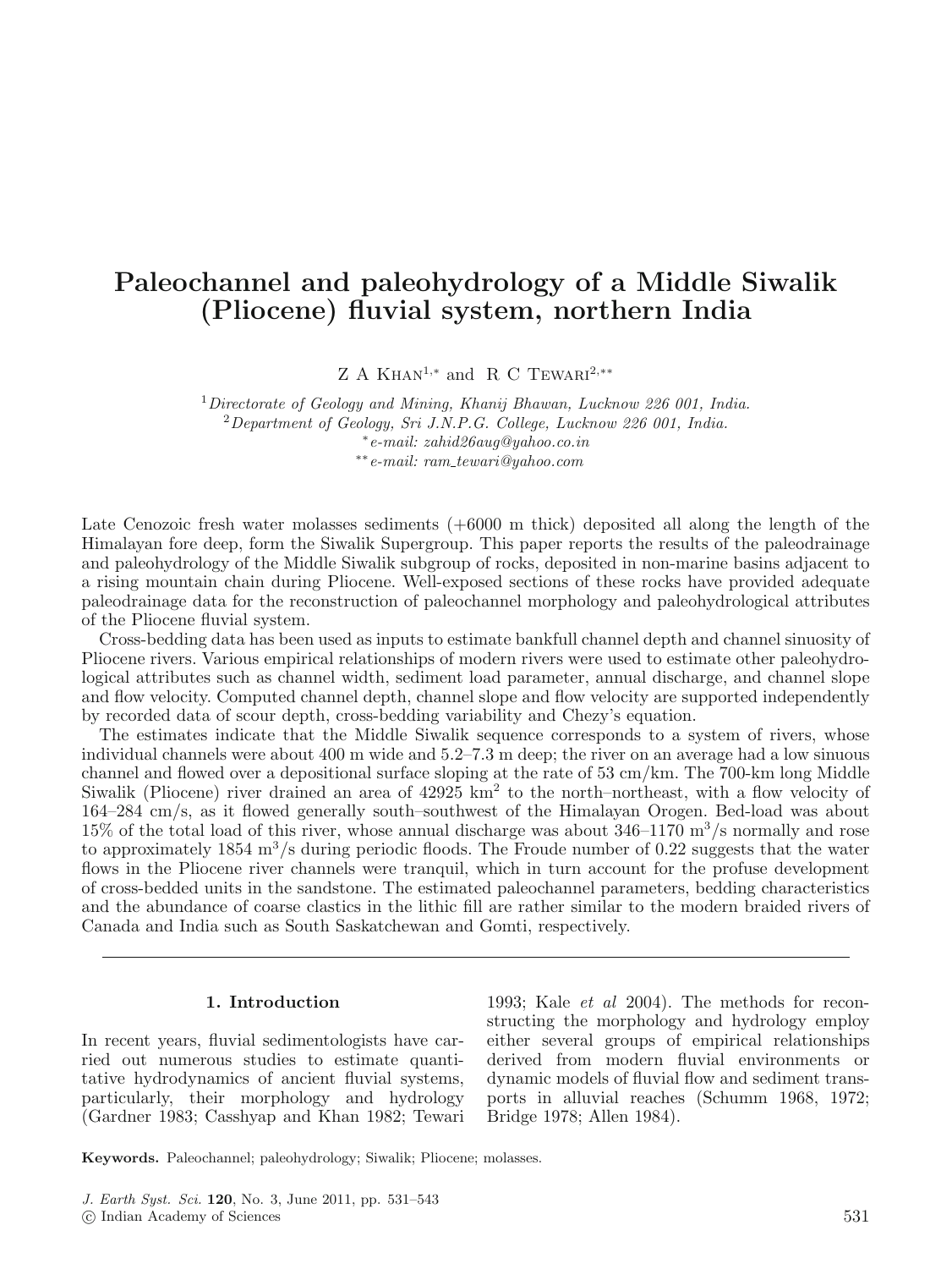# Paleochannel and paleohydrology of a Middle Siwalik (Pliocene) fluvial system, northern India

Z A Khan[1,*] and R C Tewari[2,**]

[1]*Directorate of Geology and Mining, Khanij Bhawan, Lucknow 226 001, India.*
[2]*Department of Geology, Sri J.N.P.G. College, Lucknow 226 001, India.*
[*]*e-mail: zahid26aug@yahoo.co.in*
[**]*e-mail: ram_tewari@yahoo.com*

Late Cenozoic fresh water molasses sediments (+6000 m thick) deposited all along the length of the Himalayan fore deep, form the Siwalik Supergroup. This paper reports the results of the paleodrainage and paleohydrology of the Middle Siwalik subgroup of rocks, deposited in non-marine basins adjacent to a rising mountain chain during Pliocene. Well-exposed sections of these rocks have provided adequate paleodrainage data for the reconstruction of paleochannel morphology and paleohydrological attributes of the Pliocene fluvial system.

Cross-bedding data has been used as inputs to estimate bankfull channel depth and channel sinuosity of Pliocene rivers. Various empirical relationships of modern rivers were used to estimate other paleohydrological attributes such as channel width, sediment load parameter, annual discharge, and channel slope and flow velocity. Computed channel depth, channel slope and flow velocity are supported independently by recorded data of scour depth, cross-bedding variability and Chezy's equation.

The estimates indicate that the Middle Siwalik sequence corresponds to a system of rivers, whose individual channels were about 400 m wide and 5.2–7.3 m deep; the river on an average had a low sinuous channel and flowed over a depositional surface sloping at the rate of 53 cm/km. The 700-km long Middle Siwalik (Pliocene) river drained an area of 42925 $km^2$ to the north–northeast, with a flow velocity of 164–284 cm/s, as it flowed generally south–southwest of the Himalayan Orogen. Bed-load was about 15% of the total load of this river, whose annual discharge was about 346–1170 $m^3/s$ normally and rose to approximately 1854 $m^3/s$ during periodic floods. The Froude number of 0.22 suggests that the water flows in the Pliocene river channels were tranquil, which in turn account for the profuse development of cross-bedded units in the sandstone. The estimated paleochannel parameters, bedding characteristics and the abundance of coarse clastics in the lithic fill are rather similar to the modern braided rivers of Canada and India such as South Saskatchewan and Gomti, respectively.

## 1. Introduction

In recent years, fluvial sedimentologists have carried out numerous studies to estimate quantitative hydrodynamics of ancient fluvial systems, particularly, their morphology and hydrology (Gardner 1983; Casshyap and Khan 1982; Tewari 1993; Kale *et al* 2004). The methods for reconstructing the morphology and hydrology employ either several groups of empirical relationships derived from modern fluvial environments or dynamic models of fluvial flow and sediment transports in alluvial reaches (Schumm 1968, 1972; Bridge 1978; Allen 1984).

**Keywords.** Paleochannel; paleohydrology; Siwalik; Pliocene; molasses.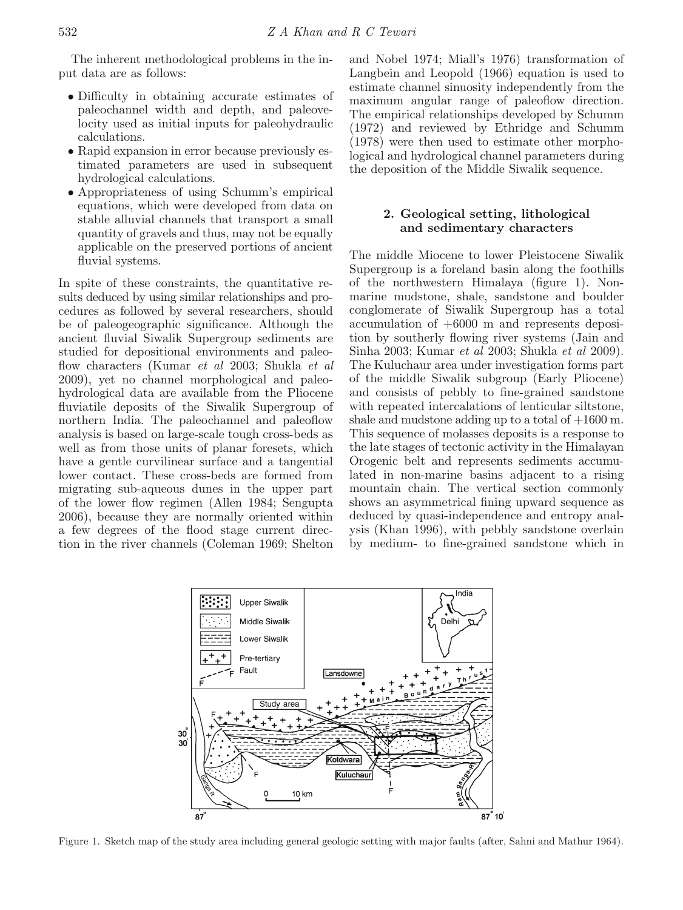The inherent methodological problems in the input data are as follows:

- Difficulty in obtaining accurate estimates of paleochannel width and depth, and paleovelocity used as initial inputs for paleohydraulic calculations.
- Rapid expansion in error because previously estimated parameters are used in subsequent hydrological calculations.
- Appropriateness of using Schumm's empirical equations, which were developed from data on stable alluvial channels that transport a small quantity of gravels and thus, may not be equally applicable on the preserved portions of ancient fluvial systems.

In spite of these constraints, the quantitative results deduced by using similar relationships and procedures as followed by several researchers, should be of paleogeographic significance. Although the ancient fluvial Siwalik Supergroup sediments are studied for depositional environments and paleoflow characters (Kumar *et al* 2003; Shukla *et al* 2009), yet no channel morphological and paleohydrological data are available from the Pliocene fluviatile deposits of the Siwalik Supergroup of northern India. The paleochannel and paleoflow analysis is based on large-scale tough cross-beds as well as from those units of planar foresets, which have a gentle curvilinear surface and a tangential lower contact. These cross-beds are formed from migrating sub-aqueous dunes in the upper part of the lower flow regimen (Allen 1984; Sengupta 2006), because they are normally oriented within a few degrees of the flood stage current direction in the river channels (Coleman 1969; Shelton and Nobel 1974; Miall's 1976) transformation of Langbein and Leopold (1966) equation is used to estimate channel sinuosity independently from the maximum angular range of paleoflow direction. The empirical relationships developed by Schumm (1972) and reviewed by Ethridge and Schumm (1978) were then used to estimate other morphological and hydrological channel parameters during the deposition of the Middle Siwalik sequence.

## 2. Geological setting, lithological and sedimentary characters

The middle Miocene to lower Pleistocene Siwalik Supergroup is a foreland basin along the foothills of the northwestern Himalaya (figure 1). Non-marine mudstone, shale, sandstone and boulder conglomerate of Siwalik Supergroup has a total accumulation of +6000 m and represents deposition by southerly flowing river systems (Jain and Sinha 2003; Kumar *et al* 2003; Shukla *et al* 2009). The Kuluchaur area under investigation forms part of the middle Siwalik subgroup (Early Pliocene) and consists of pebbly to fine-grained sandstone with repeated intercalations of lenticular siltstone, shale and mudstone adding up to a total of +1600 m. This sequence of molasses deposits is a response to the late stages of tectonic activity in the Himalayan Orogenic belt and represents sediments accumulated in non-marine basins adjacent to a rising mountain chain. The vertical section commonly shows an asymmetrical fining upward sequence as deduced by quasi-independence and entropy analysis (Khan 1996), with pebbly sandstone overlain by medium- to fine-grained sandstone which in

Figure 1. Sketch map of the study area including general geologic setting with major faults (after, Sahni and Mathur 1964).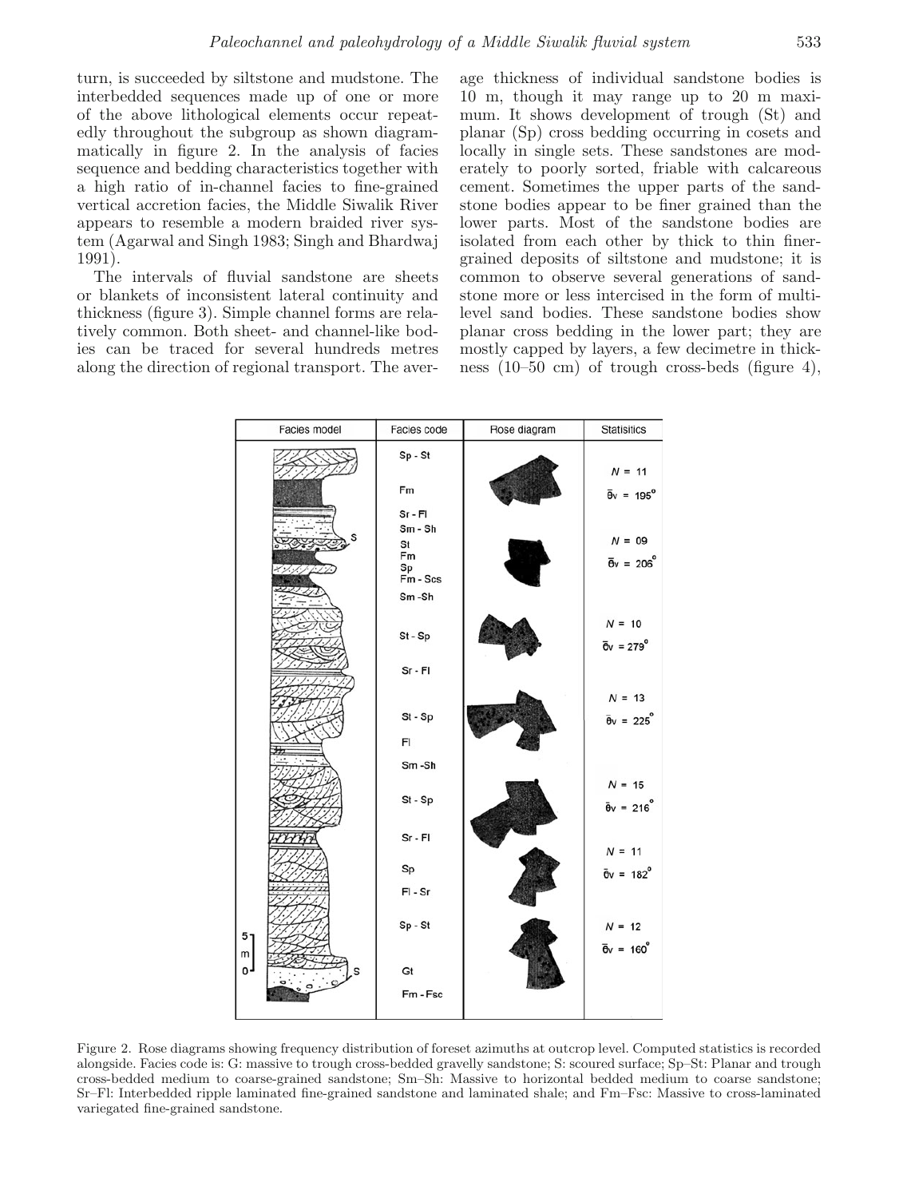turn, is succeeded by siltstone and mudstone. The interbedded sequences made up of one or more of the above lithological elements occur repeatedly throughout the subgroup as shown diagrammatically in figure 2. In the analysis of facies sequence and bedding characteristics together with a high ratio of in-channel facies to fine-grained vertical accretion facies, the Middle Siwalik River appears to resemble a modern braided river system (Agarwal and Singh 1983; Singh and Bhardwaj 1991).

The intervals of fluvial sandstone are sheets or blankets of inconsistent lateral continuity and thickness (figure 3). Simple channel forms are relatively common. Both sheet- and channel-like bodies can be traced for several hundreds metres along the direction of regional transport. The average thickness of individual sandstone bodies is 10 m, though it may range up to 20 m maximum. It shows development of trough (St) and planar (Sp) cross bedding occurring in cosets and locally in single sets. These sandstones are moderately to poorly sorted, friable with calcareous cement. Sometimes the upper parts of the sandstone bodies appear to be finer grained than the lower parts. Most of the sandstone bodies are isolated from each other by thick to thin finer-grained deposits of siltstone and mudstone; it is common to observe several generations of sandstone more or less intercised in the form of multi-level sand bodies. These sandstone bodies show planar cross bedding in the lower part; they are mostly capped by layers, a few decimetre in thickness (10–50 cm) of trough cross-beds (figure 4),

| Facies model | Facies code | Rose diagram | Statistics |
|---|---|---|---|
| | Sp - St | | $N = 11$, $\bar{\theta}v = 195^\circ$ |
| | Fm | | |
| | Sr - Fl | | |
| | Sm - Sh | | $N = 09$, $\bar{\theta}v = 206^\circ$ |
| | St | | |
| | Fm | | |
| | Sp | | |
| | Fm - Scs | | |
| | Sm - Sh | | |
| | St - Sp | | $N = 10$, $\bar{\theta}v = 279^\circ$ |
| | Sr - Fl | | |
| | St - Sp | | $N = 13$, $\bar{\theta}v = 225^\circ$ |
| | Fl | | |
| | Sm - Sh | | |
| | St - Sp | | $N = 15$, $\bar{\theta}v = 216^\circ$ |
| | Sr - Fl | | |
| | Sp | | $N = 11$, $\bar{\theta}v = 182^\circ$ |
| | Fl - Sr | | |
| | Sp - St | | $N = 12$, $\bar{\theta}v = 160^\circ$ |
| | Gt | | |
| | Fm - Fsc | | |

Figure 2. Rose diagrams showing frequency distribution of foreset azimuths at outcrop level. Computed statistics is recorded alongside. Facies code is: G: massive to trough cross-bedded gravelly sandstone; S: scoured surface; Sp–St: Planar and trough cross-bedded medium to coarse-grained sandstone; Sm–Sh: Massive to horizontal bedded medium to coarse sandstone; Sr–Fl: Interbedded ripple laminated fine-grained sandstone and laminated shale; and Fm–Fsc: Massive to cross-laminated variegated fine-grained sandstone.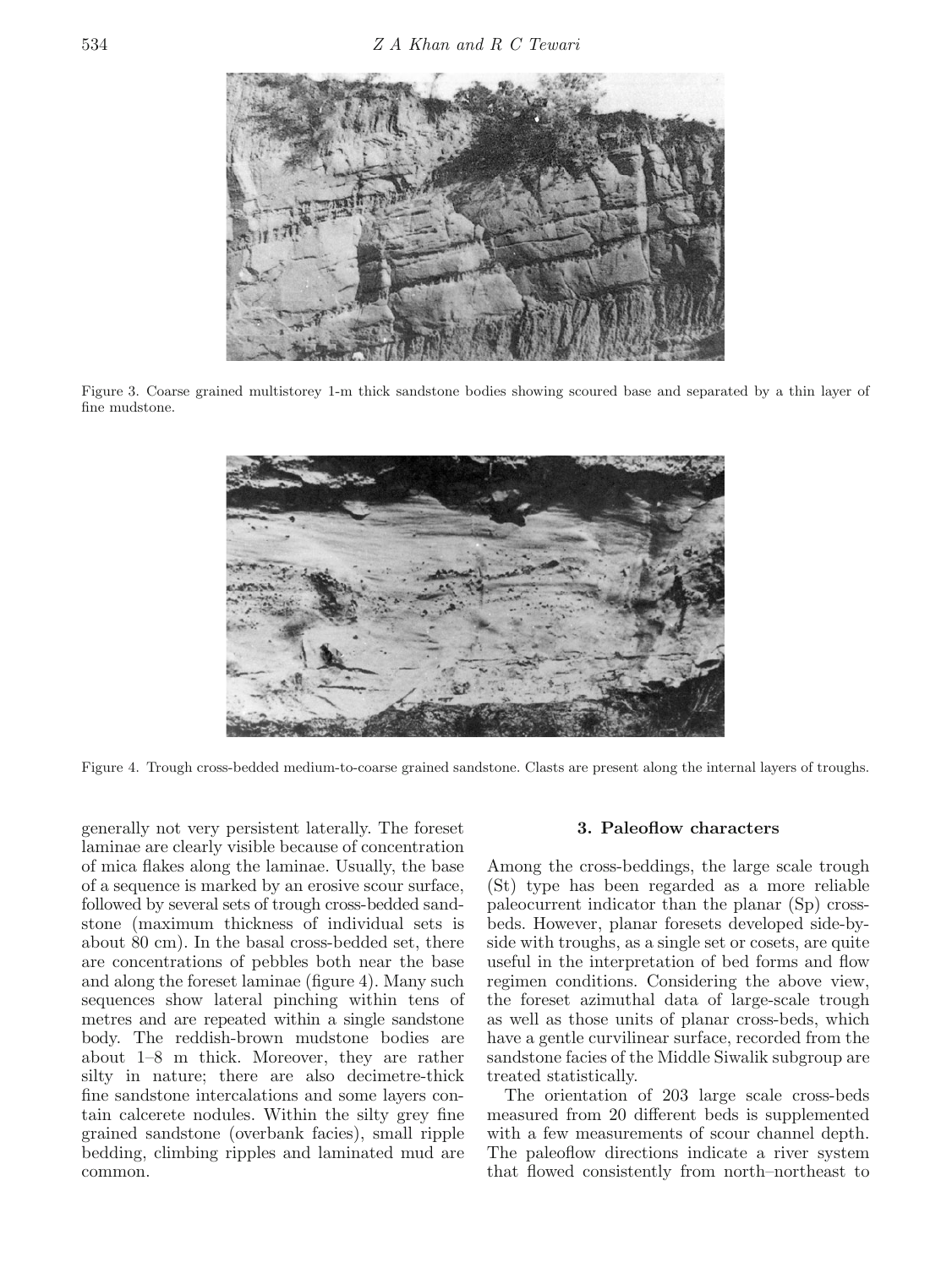Figure 3. Coarse grained multistorey 1-m thick sandstone bodies showing scoured base and separated by a thin layer of fine mudstone.

Figure 4. Trough cross-bedded medium-to-coarse grained sandstone. Clasts are present along the internal layers of troughs.

generally not very persistent laterally. The foreset laminae are clearly visible because of concentration of mica flakes along the laminae. Usually, the base of a sequence is marked by an erosive scour surface, followed by several sets of trough cross-bedded sandstone (maximum thickness of individual sets is about 80 cm). In the basal cross-bedded set, there are concentrations of pebbles both near the base and along the foreset laminae (figure 4). Many such sequences show lateral pinching within tens of metres and are repeated within a single sandstone body. The reddish-brown mudstone bodies are about 1–8 m thick. Moreover, they are rather silty in nature; there are also decimetre-thick fine sandstone intercalations and some layers contain calcerete nodules. Within the silty grey fine grained sandstone (overbank facies), small ripple bedding, climbing ripples and laminated mud are common.

## 3. Paleoflow characters

Among the cross-beddings, the large scale trough (St) type has been regarded as a more reliable paleocurrent indicator than the planar (Sp) cross-beds. However, planar foresets developed side-by-side with troughs, as a single set or cosets, are quite useful in the interpretation of bed forms and flow regimen conditions. Considering the above view, the foreset azimuthal data of large-scale trough as well as those units of planar cross-beds, which have a gentle curvilinear surface, recorded from the sandstone facies of the Middle Siwalik subgroup are treated statistically.

The orientation of 203 large scale cross-beds measured from 20 different beds is supplemented with a few measurements of scour channel depth. The paleoflow directions indicate a river system that flowed consistently from north–northeast to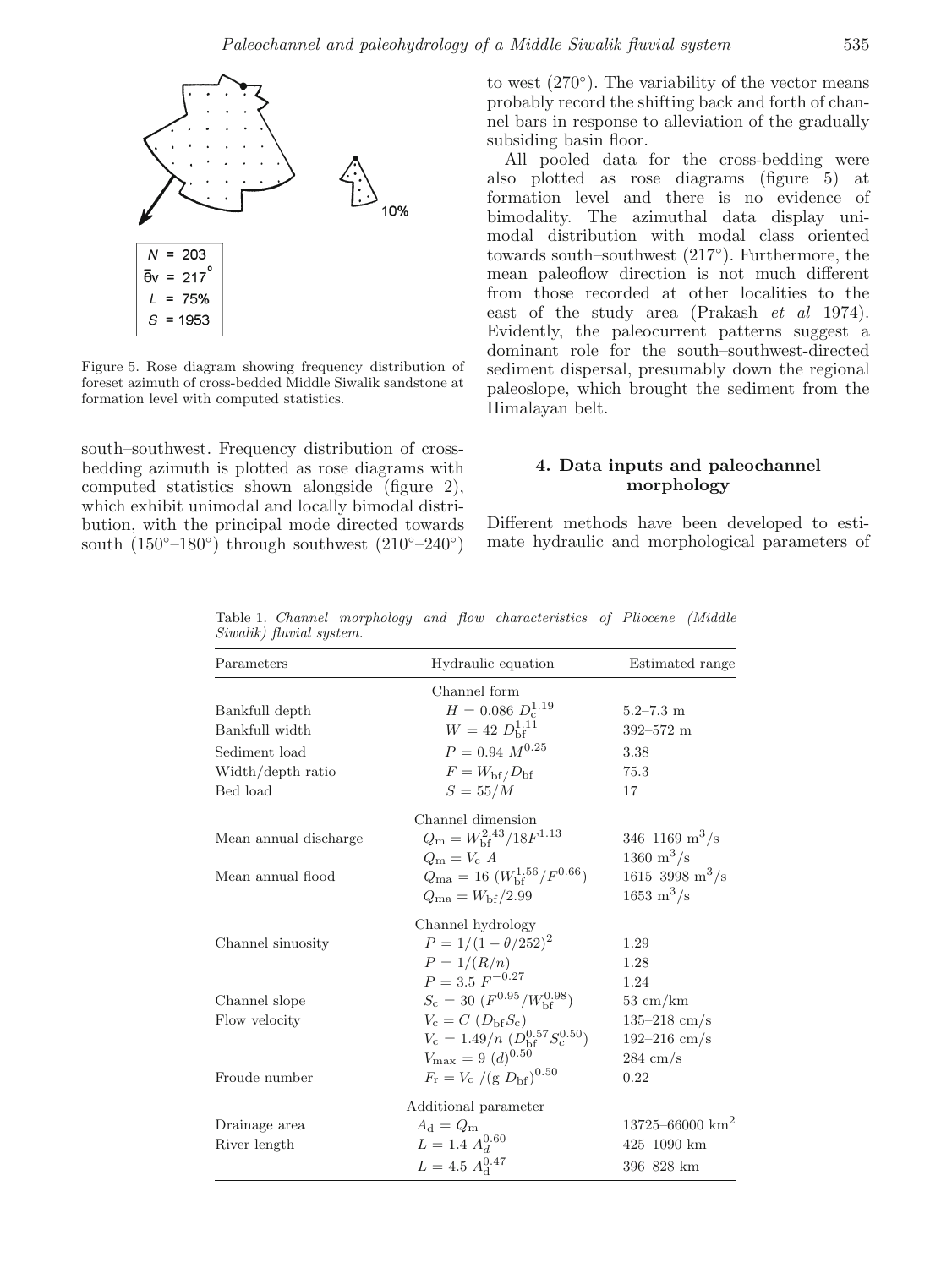N = 203
$\bar{\theta}v$ = 217°
L = 75%
S = 1953

10%

Figure 5. Rose diagram showing frequency distribution of foreset azimuth of cross-bedded Middle Siwalik sandstone at formation level with computed statistics.

south–southwest. Frequency distribution of cross-bedding azimuth is plotted as rose diagrams with computed statistics shown alongside (figure 2), which exhibit unimodal and locally bimodal distribution, with the principal mode directed towards south (150°–180°) through southwest (210°–240°) to west (270°). The variability of the vector means probably record the shifting back and forth of channel bars in response to alleviation of the gradually subsiding basin floor.

All pooled data for the cross-bedding were also plotted as rose diagrams (figure 5) at formation level and there is no evidence of bimodality. The azimuthal data display unimodal distribution with modal class oriented towards south–southwest (217°). Furthermore, the mean paleoflow direction is not much different from those recorded at other localities to the east of the study area (Prakash *et al* 1974). Evidently, the paleocurrent patterns suggest a dominant role for the south–southwest-directed sediment dispersal, presumably down the regional paleoslope, which brought the sediment from the Himalayan belt.

## 4. Data inputs and paleochannel morphology

Different methods have been developed to estimate hydraulic and morphological parameters of

Table 1. *Channel morphology and flow characteristics of Pliocene (Middle Siwalik) fluvial system.*

| Parameters | Hydraulic equation | Estimated range |
|---|---|---|
| | Channel form | |
| Bankfull depth | $H = 0.086\ D_{\text{c}}^{1.19}$ | 5.2–7.3 m |
| Bankfull width | $W = 42\ D_{\text{bf}}^{1.11}$ | 392–572 m |
| Sediment load | $P = 0.94\ M^{0.25}$ | 3.38 |
| Width/depth ratio | $F = W_{\text{bf}}/D_{\text{bf}}$ | 75.3 |
| Bed load | $S = 55/M$ | 17 |
| | Channel dimension | |
| Mean annual discharge | $Q_{\text{m}} = W_{\text{bf}}^{2.43}/18F^{1.13}$ | 346–1169 $\text{m}^3/\text{s}$ |
| | $Q_{\text{m}} = V_{\text{c}}\ A$ | 1360 $\text{m}^3/\text{s}$ |
| Mean annual flood | $Q_{\text{ma}} = 16\ (W_{\text{bf}}^{1.56}/F^{0.66})$ | 1615–3998 $\text{m}^3/\text{s}$ |
| | $Q_{\text{ma}} = W_{\text{bf}}/2.99$ | 1653 $\text{m}^3/\text{s}$ |
| | Channel hydrology | |
| Channel sinuosity | $P = 1/(1-\theta/252)^2$ | 1.29 |
| | $P = 1/(R/n)$ | 1.28 |
| | $P = 3.5\ F^{-0.27}$ | 1.24 |
| Channel slope | $S_{\text{c}} = 30\ (F^{0.95}/W_{\text{bf}}^{0.98})$ | 53 cm/km |
| Flow velocity | $V_{\text{c}} = C\ (D_{\text{bf}} S_{\text{c}})$ | 135–218 cm/s |
| | $V_{\text{c}} = 1.49/n\ (D_{\text{bf}}^{0.57} S_{c}^{0.50})$ | 192–216 cm/s |
| | $V_{\max} = 9\ (d)^{0.50}$ | 284 cm/s |
| Froude number | $F_{\text{r}} = V_{\text{c}}\ /(\text{g}\ D_{\text{bf}})^{0.50}$ | 0.22 |
| | Additional parameter | |
| Drainage area | $A_{\text{d}} = Q_{\text{m}}$ | 13725–66000 $\text{km}^2$ |
| River length | $L = 1.4\ A_{d}^{0.60}$ | 425–1090 km |
| | $L = 4.5\ A_{\text{d}}^{0.47}$ | 396–828 km |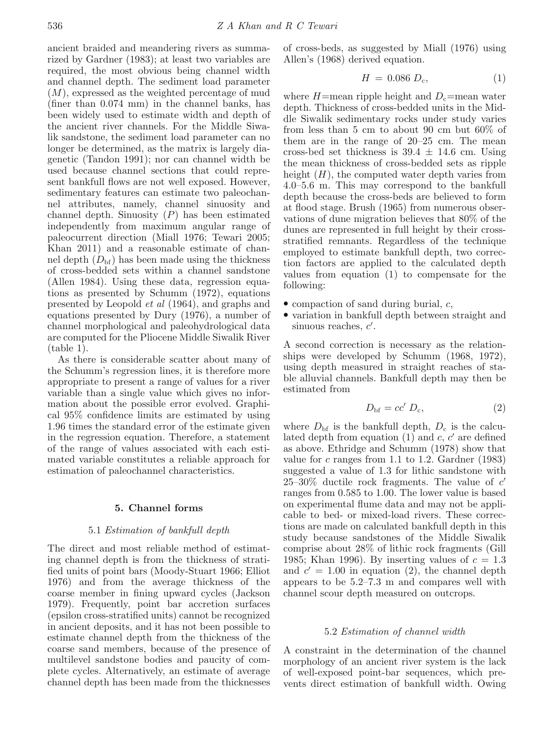ancient braided and meandering rivers as summarized by Gardner (1983); at least two variables are required, the most obvious being channel width and channel depth. The sediment load parameter ($M$), expressed as the weighted percentage of mud (finer than 0.074 mm) in the channel banks, has been widely used to estimate width and depth of the ancient river channels. For the Middle Siwalik sandstone, the sediment load parameter can no longer be determined, as the matrix is largely diagenetic (Tandon 1991); nor can channel width be used because channel sections that could represent bankfull flows are not well exposed. However, sedimentary features can estimate two paleochannel attributes, namely, channel sinuosity and channel depth. Sinuosity ($P$) has been estimated independently from maximum angular range of paleocurrent direction (Miall 1976; Tewari 2005; Khan 2011) and a reasonable estimate of channel depth ($D_{\mathrm{bf}}$) has been made using the thickness of cross-bedded sets within a channel sandstone (Allen 1984). Using these data, regression equations as presented by Schumm (1972), equations presented by Leopold *et al* (1964), and graphs and equations presented by Dury (1976), a number of channel morphological and paleohydrological data are computed for the Pliocene Middle Siwalik River (table 1).

As there is considerable scatter about many of the Schumm's regression lines, it is therefore more appropriate to present a range of values for a river variable than a single value which gives no information about the possible error evolved. Graphical 95% confidence limits are estimated by using 1.96 times the standard error of the estimate given in the regression equation. Therefore, a statement of the range of values associated with each estimated variable constitutes a reliable approach for estimation of paleochannel characteristics.

## 5. Channel forms

### 5.1 *Estimation of bankfull depth*

The direct and most reliable method of estimating channel depth is from the thickness of stratified units of point bars (Moody-Stuart 1966; Elliot 1976) and from the average thickness of the coarse member in fining upward cycles (Jackson 1979). Frequently, point bar accretion surfaces (epsilon cross-stratified units) cannot be recognized in ancient deposits, and it has not been possible to estimate channel depth from the thickness of the coarse sand members, because of the presence of multilevel sandstone bodies and paucity of complete cycles. Alternatively, an estimate of average channel depth has been made from the thicknesses of cross-beds, as suggested by Miall (1976) using Allen's (1968) derived equation.

$$H = 0.086\ D_{\mathrm{c}}, \tag{1}$$

where $H$=mean ripple height and $D_{\mathrm{c}}$=mean water depth. Thickness of cross-bedded units in the Middle Siwalik sedimentary rocks under study varies from less than 5 cm to about 90 cm but 60% of them are in the range of 20–25 cm. The mean cross-bed set thickness is 39.4 ± 14.6 cm. Using the mean thickness of cross-bedded sets as ripple height ($H$), the computed water depth varies from 4.0–5.6 m. This may correspond to the bankfull depth because the cross-beds are believed to form at flood stage. Brush (1965) from numerous observations of dune migration believes that 80% of the dunes are represented in full height by their cross-stratified remnants. Regardless of the technique employed to estimate bankfull depth, two correction factors are applied to the calculated depth values from equation (1) to compensate for the following:

- compaction of sand during burial, $c$,
- variation in bankfull depth between straight and sinuous reaches, $c'$.

A second correction is necessary as the relationships were developed by Schumm (1968, 1972), using depth measured in straight reaches of stable alluvial channels. Bankfull depth may then be estimated from

$$D_{\mathrm{bf}} = cc'\ D_{\mathrm{c}}, \tag{2}$$

where $D_{\mathrm{bf}}$ is the bankfull depth, $D_{\mathrm{c}}$ is the calculated depth from equation (1) and $c$, $c'$ are defined as above. Ethridge and Schumm (1978) show that value for $c$ ranges from 1.1 to 1.2. Gardner (1983) suggested a value of 1.3 for lithic sandstone with 25–30% ductile rock fragments. The value of $c'$ ranges from 0.585 to 1.00. The lower value is based on experimental flume data and may not be applicable to bed- or mixed-load rivers. These corrections are made on calculated bankfull depth in this study because sandstones of the Middle Siwalik comprise about 28% of lithic rock fragments (Gill 1985; Khan 1996). By inserting values of $c = 1.3$ and $c' = 1.00$ in equation (2), the channel depth appears to be 5.2–7.3 m and compares well with channel scour depth measured on outcrops.

### 5.2 *Estimation of channel width*

A constraint in the determination of the channel morphology of an ancient river system is the lack of well-exposed point-bar sequences, which prevents direct estimation of bankfull width. Owing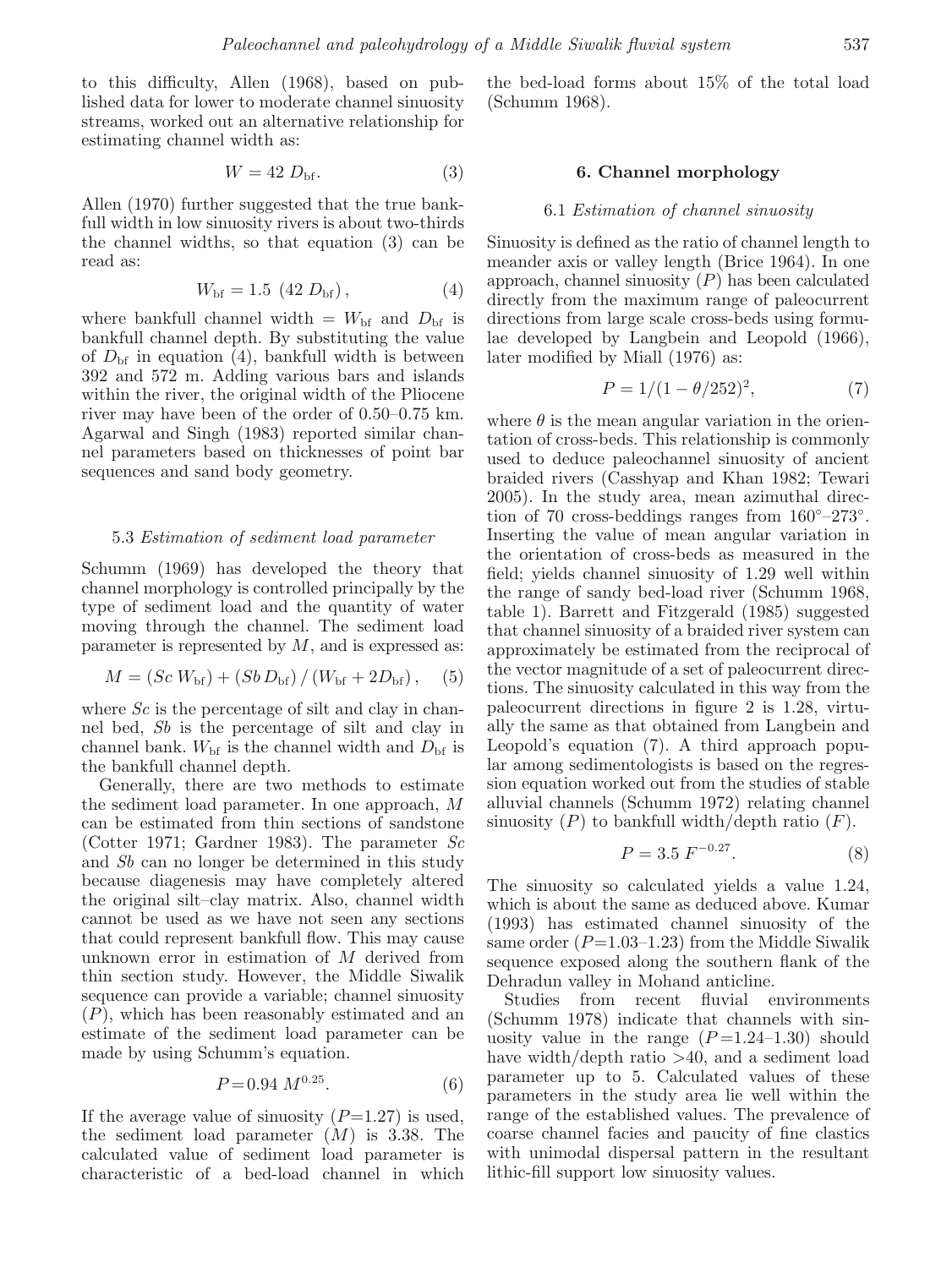to this difficulty, Allen (1968), based on published data for lower to moderate channel sinuosity streams, worked out an alternative relationship for estimating channel width as:

$$W = 42\ D_{\mathrm{bf}}. \tag{3}$$

Allen (1970) further suggested that the true bankfull width in low sinuosity rivers is about two-thirds the channel widths, so that equation (3) can be read as:

$$W_{\mathrm{bf}} = 1.5\ (42\ D_{\mathrm{bf}}), \tag{4}$$

where bankfull channel width = $W_{\mathrm{bf}}$ and $D_{\mathrm{bf}}$ is bankfull channel depth. By substituting the value of $D_{\mathrm{bf}}$ in equation (4), bankfull width is between 392 and 572 m. Adding various bars and islands within the river, the original width of the Pliocene river may have been of the order of 0.50–0.75 km. Agarwal and Singh (1983) reported similar channel parameters based on thicknesses of point bar sequences and sand body geometry.

### 5.3 *Estimation of sediment load parameter*

Schumm (1969) has developed the theory that channel morphology is controlled principally by the type of sediment load and the quantity of water moving through the channel. The sediment load parameter is represented by $M$, and is expressed as:

$$M = (Sc\, W_{\mathrm{bf}}) + (Sb\, D_{\mathrm{bf}}) / (W_{\mathrm{bf}} + 2D_{\mathrm{bf}}), \tag{5}$$

where $Sc$ is the percentage of silt and clay in channel bed, $Sb$ is the percentage of silt and clay in channel bank. $W_{\mathrm{bf}}$ is the channel width and $D_{\mathrm{bf}}$ is the bankfull channel depth.

Generally, there are two methods to estimate the sediment load parameter. In one approach, $M$ can be estimated from thin sections of sandstone (Cotter 1971; Gardner 1983). The parameter $Sc$ and $Sb$ can no longer be determined in this study because diagenesis may have completely altered the original silt–clay matrix. Also, channel width cannot be used as we have not seen any sections that could represent bankfull flow. This may cause unknown error in estimation of $M$ derived from thin section study. However, the Middle Siwalik sequence can provide a variable; channel sinuosity ($P$), which has been reasonably estimated and an estimate of the sediment load parameter can be made by using Schumm's equation.

$$P = 0.94\ M^{0.25}. \tag{6}$$

If the average value of sinuosity ($P$=1.27) is used, the sediment load parameter ($M$) is 3.38. The calculated value of sediment load parameter is characteristic of a bed-load channel in which the bed-load forms about 15% of the total load (Schumm 1968).

## 6. Channel morphology

### 6.1 *Estimation of channel sinuosity*

Sinuosity is defined as the ratio of channel length to meander axis or valley length (Brice 1964). In one approach, channel sinuosity ($P$) has been calculated directly from the maximum range of paleocurrent directions from large scale cross-beds using formulae developed by Langbein and Leopold (1966), later modified by Miall (1976) as:

$$P = 1/(1 - \theta/252)^2, \tag{7}$$

where $\theta$ is the mean angular variation in the orientation of cross-beds. This relationship is commonly used to deduce paleochannel sinuosity of ancient braided rivers (Casshyap and Khan 1982; Tewari 2005). In the study area, mean azimuthal direction of 70 cross-beddings ranges from 160°–273°. Inserting the value of mean angular variation in the orientation of cross-beds as measured in the field; yields channel sinuosity of 1.29 well within the range of sandy bed-load river (Schumm 1968, table 1). Barrett and Fitzgerald (1985) suggested that channel sinuosity of a braided river system can approximately be estimated from the reciprocal of the vector magnitude of a set of paleocurrent directions. The sinuosity calculated in this way from the paleocurrent directions in figure 2 is 1.28, virtually the same as that obtained from Langbein and Leopold's equation (7). A third approach popular among sedimentologists is based on the regression equation worked out from the studies of stable alluvial channels (Schumm 1972) relating channel sinuosity ($P$) to bankfull width/depth ratio ($F$).

$$P = 3.5\ F^{-0.27}. \tag{8}$$

The sinuosity so calculated yields a value 1.24, which is about the same as deduced above. Kumar (1993) has estimated channel sinuosity of the same order ($P$=1.03–1.23) from the Middle Siwalik sequence exposed along the southern flank of the Dehradun valley in Mohand anticline.

Studies from recent fluvial environments (Schumm 1978) indicate that channels with sinuosity value in the range ($P$=1.24–1.30) should have width/depth ratio >40, and a sediment load parameter up to 5. Calculated values of these parameters in the study area lie well within the range of the established values. The prevalence of coarse channel facies and paucity of fine clastics with unimodal dispersal pattern in the resultant lithic-fill support low sinuosity values.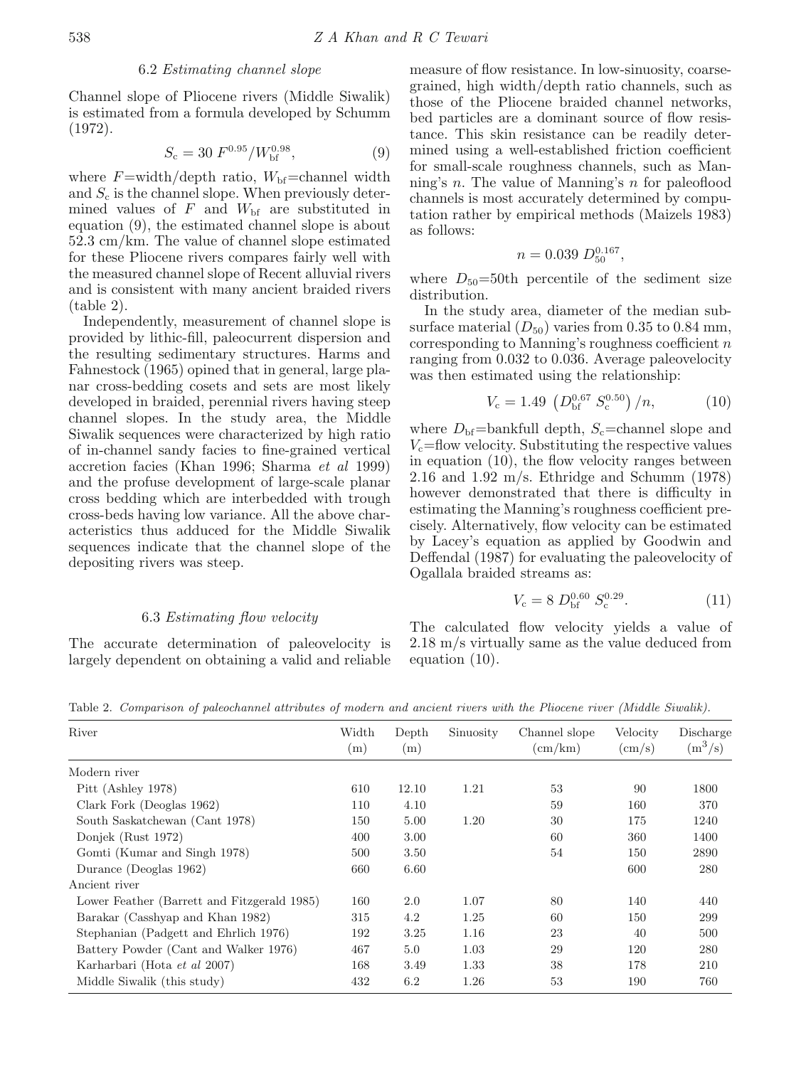### 6.2 *Estimating channel slope*

Channel slope of Pliocene rivers (Middle Siwalik) is estimated from a formula developed by Schumm (1972).

$$S_c = 30\ F^{0.95}/W_{bf}^{0.98}, \tag{9}$$

where $F$=width/depth ratio, $W_{bf}$=channel width and $S_c$ is the channel slope. When previously determined values of $F$ and $W_{bf}$ are substituted in equation (9), the estimated channel slope is about 52.3 cm/km. The value of channel slope estimated for these Pliocene rivers compares fairly well with the measured channel slope of Recent alluvial rivers and is consistent with many ancient braided rivers (table 2).

Independently, measurement of channel slope is provided by lithic-fill, paleocurrent dispersion and the resulting sedimentary structures. Harms and Fahnestock (1965) opined that in general, large planar cross-bedding cosets and sets are most likely developed in braided, perennial rivers having steep channel slopes. In the study area, the Middle Siwalik sequences were characterized by high ratio of in-channel sandy facies to fine-grained vertical accretion facies (Khan 1996; Sharma *et al* 1999) and the profuse development of large-scale planar cross bedding which are interbedded with trough cross-beds having low variance. All the above characteristics thus adduced for the Middle Siwalik sequences indicate that the channel slope of the depositing rivers was steep.

### 6.3 *Estimating flow velocity*

The accurate determination of paleovelocity is largely dependent on obtaining a valid and reliable measure of flow resistance. In low-sinuosity, coarse-grained, high width/depth ratio channels, such as those of the Pliocene braided channel networks, bed particles are a dominant source of flow resistance. This skin resistance can be readily determined using a well-established friction coefficient for small-scale roughness channels, such as Manning's $n$. The value of Manning's $n$ for paleoflood channels is most accurately determined by computation rather by empirical methods (Maizels 1983) as follows:

$$n = 0.039\ D_{50}^{0.167},$$

where $D_{50}$=50th percentile of the sediment size distribution.

In the study area, diameter of the median subsurface material ($D_{50}$) varies from 0.35 to 0.84 mm, corresponding to Manning's roughness coefficient $n$ ranging from 0.032 to 0.036. Average paleovelocity was then estimated using the relationship:

$$V_c = 1.49\ \left(D_{bf}^{0.67}\ S_c^{0.50}\right)/n, \tag{10}$$

where $D_{bf}$=bankfull depth, $S_c$=channel slope and $V_c$=flow velocity. Substituting the respective values in equation (10), the flow velocity ranges between 2.16 and 1.92 m/s. Ethridge and Schumm (1978) however demonstrated that there is difficulty in estimating the Manning's roughness coefficient precisely. Alternatively, flow velocity can be estimated by Lacey's equation as applied by Goodwin and Deffendal (1987) for evaluating the paleovelocity of Ogallala braided streams as:

$$V_c = 8\ D_{bf}^{0.60}\ S_c^{0.29}. \tag{11}$$

The calculated flow velocity yields a value of 2.18 m/s virtually same as the value deduced from equation (10).

Table 2. *Comparison of paleochannel attributes of modern and ancient rivers with the Pliocene river (Middle Siwalik).*

| River | Width (m) | Depth (m) | Sinuosity | Channel slope (cm/km) | Velocity (cm/s) | Discharge ($m^3$/s) |
|---|---|---|---|---|---|---|
| Modern river | | | | | | |
| Pitt (Ashley 1978) | 610 | 12.10 | 1.21 | 53 | 90 | 1800 |
| Clark Fork (Deoglas 1962) | 110 | 4.10 | | 59 | 160 | 370 |
| South Saskatchewan (Cant 1978) | 150 | 5.00 | 1.20 | 30 | 175 | 1240 |
| Donjek (Rust 1972) | 400 | 3.00 | | 60 | 360 | 1400 |
| Gomti (Kumar and Singh 1978) | 500 | 3.50 | | 54 | 150 | 2890 |
| Durance (Deoglas 1962) | 660 | 6.60 | | | 600 | 280 |
| Ancient river | | | | | | |
| Lower Feather (Barrett and Fitzgerald 1985) | 160 | 2.0 | 1.07 | 80 | 140 | 440 |
| Barakar (Casshyap and Khan 1982) | 315 | 4.2 | 1.25 | 60 | 150 | 299 |
| Stephanian (Padgett and Ehrlich 1976) | 192 | 3.25 | 1.16 | 23 | 40 | 500 |
| Battery Powder (Cant and Walker 1976) | 467 | 5.0 | 1.03 | 29 | 120 | 280 |
| Karharbari (Hota *et al* 2007) | 168 | 3.49 | 1.33 | 38 | 178 | 210 |
| Middle Siwalik (this study) | 432 | 6.2 | 1.26 | 53 | 190 | 760 |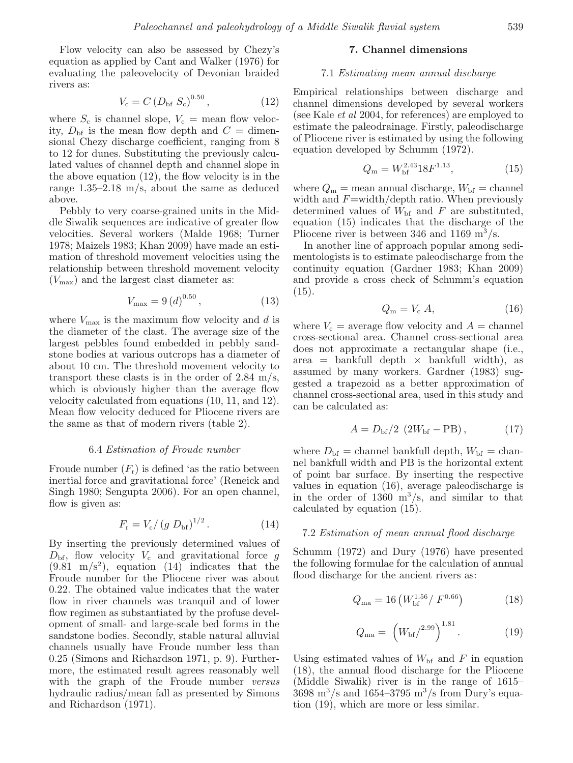Flow velocity can also be assessed by Chezy's equation as applied by Cant and Walker (1976) for evaluating the paleovelocity of Devonian braided rivers as:

$$V_c = C\left(D_{bf}\, S_c\right)^{0.50}, \tag{12}$$

where $S_c$ is channel slope, $V_c$ = mean flow velocity, $D_{bf}$ is the mean flow depth and $C$ = dimensional Chezy discharge coefficient, ranging from 8 to 12 for dunes. Substituting the previously calculated values of channel depth and channel slope in the above equation (12), the flow velocity is in the range 1.35–2.18 m/s, about the same as deduced above.

Pebbly to very coarse-grained units in the Middle Siwalik sequences are indicative of greater flow velocities. Several workers (Malde 1968; Turner 1978; Maizels 1983; Khan 2009) have made an estimation of threshold movement velocities using the relationship between threshold movement velocity ($V_{max}$) and the largest clast diameter as:

$$V_{max} = 9\left(d\right)^{0.50}, \tag{13}$$

where $V_{max}$ is the maximum flow velocity and $d$ is the diameter of the clast. The average size of the largest pebbles found embedded in pebbly sandstone bodies at various outcrops has a diameter of about 10 cm. The threshold movement velocity to transport these clasts is in the order of 2.84 m/s, which is obviously higher than the average flow velocity calculated from equations (10, 11, and 12). Mean flow velocity deduced for Pliocene rivers are the same as that of modern rivers (table 2).

### 6.4 *Estimation of Froude number*

Froude number ($F_r$) is defined 'as the ratio between inertial force and gravitational force' (Reneick and Singh 1980; Sengupta 2006). For an open channel, flow is given as:

$$F_r = V_c / \left(g\, D_{bf}\right)^{1/2}. \tag{14}$$

By inserting the previously determined values of $D_{bf}$, flow velocity $V_c$ and gravitational force $g$ (9.81 m/s$^2$), equation (14) indicates that the Froude number for the Pliocene river was about 0.22. The obtained value indicates that the water flow in river channels was tranquil and of lower flow regimen as substantiated by the profuse development of small- and large-scale bed forms in the sandstone bodies. Secondly, stable natural alluvial channels usually have Froude number less than 0.25 (Simons and Richardson 1971, p. 9). Furthermore, the estimated result agrees reasonably well with the graph of the Froude number *versus* hydraulic radius/mean fall as presented by Simons and Richardson (1971).

## 7. Channel dimensions

### 7.1 *Estimating mean annual discharge*

Empirical relationships between discharge and channel dimensions developed by several workers (see Kale *et al* 2004, for references) are employed to estimate the paleodrainage. Firstly, paleodischarge of Pliocene river is estimated by using the following equation developed by Schumm (1972).

$$Q_m = W_{bf}^{2.43} 18 F^{1.13}, \tag{15}$$

where $Q_m$ = mean annual discharge, $W_{bf}$ = channel width and $F$=width/depth ratio. When previously determined values of $W_{bf}$ and $F$ are substituted, equation (15) indicates that the discharge of the Pliocene river is between 346 and 1169 m$^3$/s.

In another line of approach popular among sedimentologists is to estimate paleodischarge from the continuity equation (Gardner 1983; Khan 2009) and provide a cross check of Schumm's equation (15).

$$Q_m = V_c\, A, \tag{16}$$

where $V_c$ = average flow velocity and $A$ = channel cross-sectional area. Channel cross-sectional area does not approximate a rectangular shape (i.e., area = bankfull depth × bankfull width), as assumed by many workers. Gardner (1983) suggested a trapezoid as a better approximation of channel cross-sectional area, used in this study and can be calculated as:

$$A = D_{bf}/2\ \left(2W_{bf} - \mathrm{PB}\right), \tag{17}$$

where $D_{bf}$ = channel bankfull depth, $W_{bf}$ = channel bankfull width and PB is the horizontal extent of point bar surface. By inserting the respective values in equation (16), average paleodischarge is in the order of 1360 m$^3$/s, and similar to that calculated by equation (15).

### 7.2 *Estimation of mean annual flood discharge*

Schumm (1972) and Dury (1976) have presented the following formulae for the calculation of annual flood discharge for the ancient rivers as:

$$Q_{ma} = 16\left(W_{bf}^{1.56} / F^{0.66}\right) \tag{18}$$

$$Q_{ma} = \left(W_{bf}/^{2.99}\right)^{1.81}. \tag{19}$$

Using estimated values of $W_{bf}$ and $F$ in equation (18), the annual flood discharge for the Pliocene (Middle Siwalik) river is in the range of 1615–3698 m$^3$/s and 1654–3795 m$^3$/s from Dury's equation (19), which are more or less similar.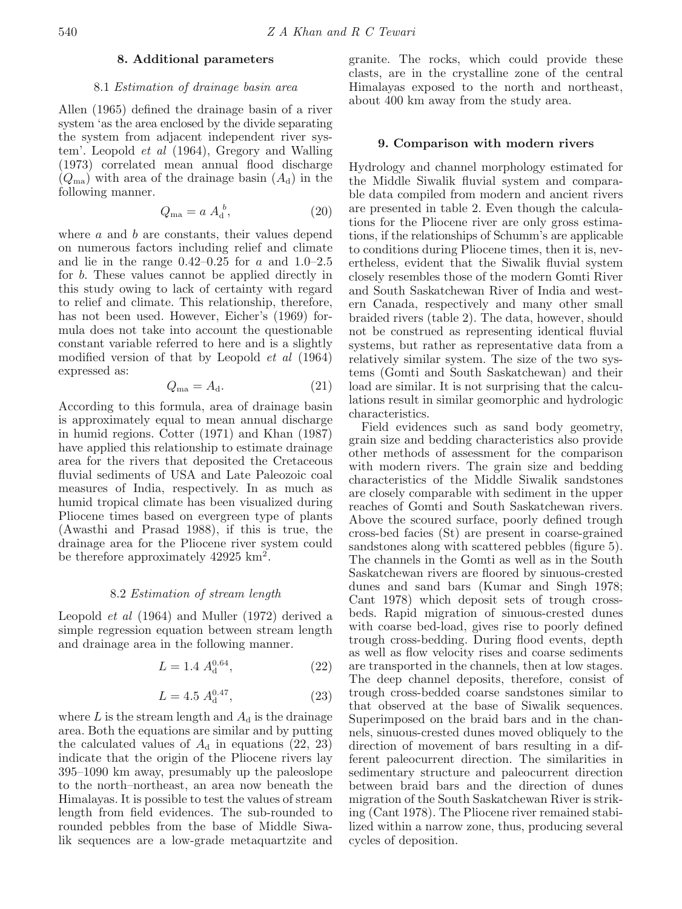## 8. Additional parameters

### 8.1 *Estimation of drainage basin area*

Allen (1965) defined the drainage basin of a river system 'as the area enclosed by the divide separating the system from adjacent independent river system'. Leopold *et al* (1964), Gregory and Walling (1973) correlated mean annual flood discharge ($Q_{\mathrm{ma}}$) with area of the drainage basin ($A_{\mathrm{d}}$) in the following manner.

$$Q_{\mathrm{ma}} = a\, A_{\mathrm{d}}{}^{b}, \tag{20}$$

where $a$ and $b$ are constants, their values depend on numerous factors including relief and climate and lie in the range 0.42–0.25 for $a$ and 1.0–2.5 for $b$. These values cannot be applied directly in this study owing to lack of certainty with regard to relief and climate. This relationship, therefore, has not been used. However, Eicher's (1969) formula does not take into account the questionable constant variable referred to here and is a slightly modified version of that by Leopold *et al* (1964) expressed as:

$$Q_{\mathrm{ma}} = A_{\mathrm{d}}. \tag{21}$$

According to this formula, area of drainage basin is approximately equal to mean annual discharge in humid regions. Cotter (1971) and Khan (1987) have applied this relationship to estimate drainage area for the rivers that deposited the Cretaceous fluvial sediments of USA and Late Paleozoic coal measures of India, respectively. In as much as humid tropical climate has been visualized during Pliocene times based on evergreen type of plants (Awasthi and Prasad 1988), if this is true, the drainage area for the Pliocene river system could be therefore approximately 42925 km$^2$.

### 8.2 *Estimation of stream length*

Leopold *et al* (1964) and Muller (1972) derived a simple regression equation between stream length and drainage area in the following manner.

$$L = 1.4\, A_{\mathrm{d}}^{0.64}, \tag{22}$$

$$L = 4.5\, A_{\mathrm{d}}^{0.47}, \tag{23}$$

where $L$ is the stream length and $A_{\mathrm{d}}$ is the drainage area. Both the equations are similar and by putting the calculated values of $A_{\mathrm{d}}$ in equations (22, 23) indicate that the origin of the Pliocene rivers lay 395–1090 km away, presumably up the paleoslope to the north–northeast, an area now beneath the Himalayas. It is possible to test the values of stream length from field evidences. The sub-rounded to rounded pebbles from the base of Middle Siwalik sequences are a low-grade metaquartzite and granite. The rocks, which could provide these clasts, are in the crystalline zone of the central Himalayas exposed to the north and northeast, about 400 km away from the study area.

## 9. Comparison with modern rivers

Hydrology and channel morphology estimated for the Middle Siwalik fluvial system and comparable data compiled from modern and ancient rivers are presented in table 2. Even though the calculations for the Pliocene river are only gross estimations, if the relationships of Schumm's are applicable to conditions during Pliocene times, then it is, nevertheless, evident that the Siwalik fluvial system closely resembles those of the modern Gomti River and South Saskatchewan River of India and western Canada, respectively and many other small braided rivers (table 2). The data, however, should not be construed as representing identical fluvial systems, but rather as representative data from a relatively similar system. The size of the two systems (Gomti and South Saskatchewan) and their load are similar. It is not surprising that the calculations result in similar geomorphic and hydrologic characteristics.

Field evidences such as sand body geometry, grain size and bedding characteristics also provide other methods of assessment for the comparison with modern rivers. The grain size and bedding characteristics of the Middle Siwalik sandstones are closely comparable with sediment in the upper reaches of Gomti and South Saskatchewan rivers. Above the scoured surface, poorly defined trough cross-bed facies (St) are present in coarse-grained sandstones along with scattered pebbles (figure 5). The channels in the Gomti as well as in the South Saskatchewan rivers are floored by sinuous-crested dunes and sand bars (Kumar and Singh 1978; Cant 1978) which deposit sets of trough cross-beds. Rapid migration of sinuous-crested dunes with coarse bed-load, gives rise to poorly defined trough cross-bedding. During flood events, depth as well as flow velocity rises and coarse sediments are transported in the channels, then at low stages. The deep channel deposits, therefore, consist of trough cross-bedded coarse sandstones similar to that observed at the base of Siwalik sequences. Superimposed on the braid bars and in the channels, sinuous-crested dunes moved obliquely to the direction of movement of bars resulting in a different paleocurrent direction. The similarities in sedimentary structure and paleocurrent direction between braid bars and the direction of dunes migration of the South Saskatchewan River is striking (Cant 1978). The Pliocene river remained stabilized within a narrow zone, thus, producing several cycles of deposition.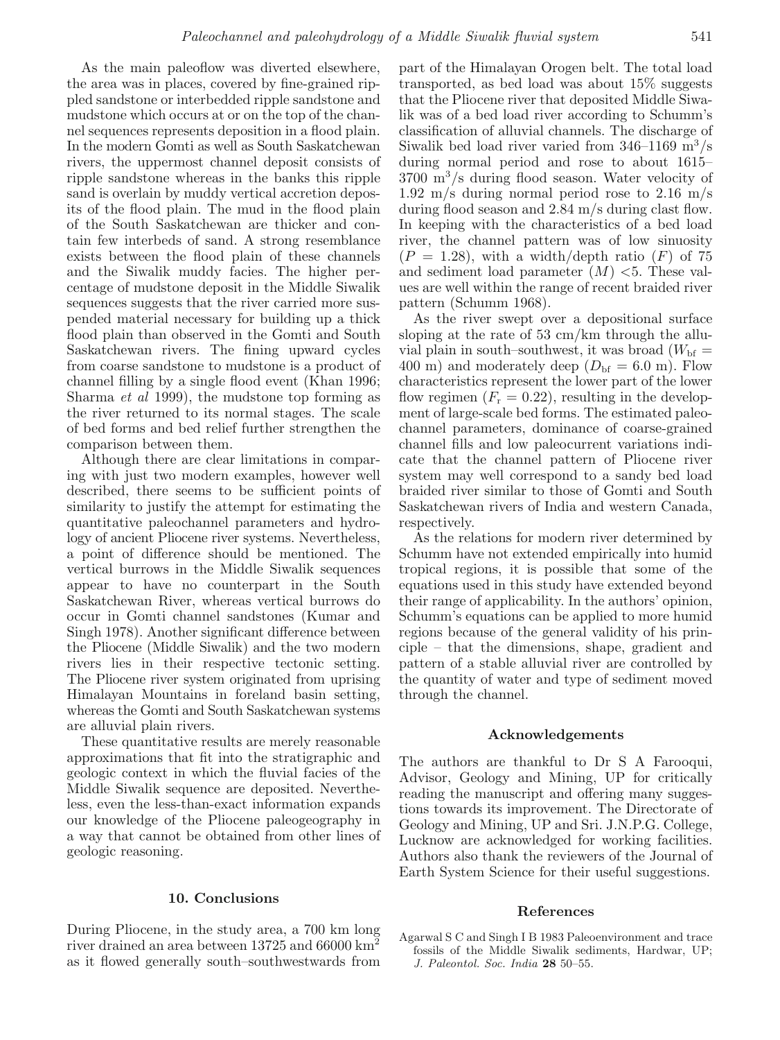As the main paleoflow was diverted elsewhere, the area was in places, covered by fine-grained rippled sandstone or interbedded ripple sandstone and mudstone which occurs at or on the top of the channel sequences represents deposition in a flood plain. In the modern Gomti as well as South Saskatchewan rivers, the uppermost channel deposit consists of ripple sandstone whereas in the banks this ripple sand is overlain by muddy vertical accretion deposits of the flood plain. The mud in the flood plain of the South Saskatchewan are thicker and contain few interbeds of sand. A strong resemblance exists between the flood plain of these channels and the Siwalik muddy facies. The higher percentage of mudstone deposit in the Middle Siwalik sequences suggests that the river carried more suspended material necessary for building up a thick flood plain than observed in the Gomti and South Saskatchewan rivers. The fining upward cycles from coarse sandstone to mudstone is a product of channel filling by a single flood event (Khan 1996; Sharma *et al* 1999), the mudstone top forming as the river returned to its normal stages. The scale of bed forms and bed relief further strengthen the comparison between them.

Although there are clear limitations in comparing with just two modern examples, however well described, there seems to be sufficient points of similarity to justify the attempt for estimating the quantitative paleochannel parameters and hydrology of ancient Pliocene river systems. Nevertheless, a point of difference should be mentioned. The vertical burrows in the Middle Siwalik sequences appear to have no counterpart in the South Saskatchewan River, whereas vertical burrows do occur in Gomti channel sandstones (Kumar and Singh 1978). Another significant difference between the Pliocene (Middle Siwalik) and the two modern rivers lies in their respective tectonic setting. The Pliocene river system originated from uprising Himalayan Mountains in foreland basin setting, whereas the Gomti and South Saskatchewan systems are alluvial plain rivers.

These quantitative results are merely reasonable approximations that fit into the stratigraphic and geologic context in which the fluvial facies of the Middle Siwalik sequence are deposited. Nevertheless, even the less-than-exact information expands our knowledge of the Pliocene paleogeography in a way that cannot be obtained from other lines of geologic reasoning.

## 10. Conclusions

During Pliocene, in the study area, a 700 km long river drained an area between 13725 and 66000 km$^2$ as it flowed generally south–southwestwards from part of the Himalayan Orogen belt. The total load transported, as bed load was about 15% suggests that the Pliocene river that deposited Middle Siwalik was of a bed load river according to Schumm's classification of alluvial channels. The discharge of Siwalik bed load river varied from 346–1169 m$^3$/s during normal period and rose to about 1615–3700 m$^3$/s during flood season. Water velocity of 1.92 m/s during normal period rose to 2.16 m/s during flood season and 2.84 m/s during clast flow. In keeping with the characteristics of a bed load river, the channel pattern was of low sinuosity ($P = 1.28$), with a width/depth ratio ($F$) of 75 and sediment load parameter ($M$) <5. These values are well within the range of recent braided river pattern (Schumm 1968).

As the river swept over a depositional surface sloping at the rate of 53 cm/km through the alluvial plain in south–southwest, it was broad ($W_{bf} = 400$ m) and moderately deep ($D_{bf} = 6.0$ m). Flow characteristics represent the lower part of the lower flow regimen ($F_r = 0.22$), resulting in the development of large-scale bed forms. The estimated paleochannel parameters, dominance of coarse-grained channel fills and low paleocurrent variations indicate that the channel pattern of Pliocene river system may well correspond to a sandy bed load braided river similar to those of Gomti and South Saskatchewan rivers of India and western Canada, respectively.

As the relations for modern river determined by Schumm have not extended empirically into humid tropical regions, it is possible that some of the equations used in this study have extended beyond their range of applicability. In the authors' opinion, Schumm's equations can be applied to more humid regions because of the general validity of his principle – that the dimensions, shape, gradient and pattern of a stable alluvial river are controlled by the quantity of water and type of sediment moved through the channel.

## Acknowledgements

The authors are thankful to Dr S A Farooqui, Advisor, Geology and Mining, UP for critically reading the manuscript and offering many suggestions towards its improvement. The Directorate of Geology and Mining, UP and Sri. J.N.P.G. College, Lucknow are acknowledged for working facilities. Authors also thank the reviewers of the Journal of Earth System Science for their useful suggestions.

## References

Agarwal S C and Singh I B 1983 Paleoenvironment and trace fossils of the Middle Siwalik sediments, Hardwar, UP; *J. Paleontol. Soc. India* **28** 50–55.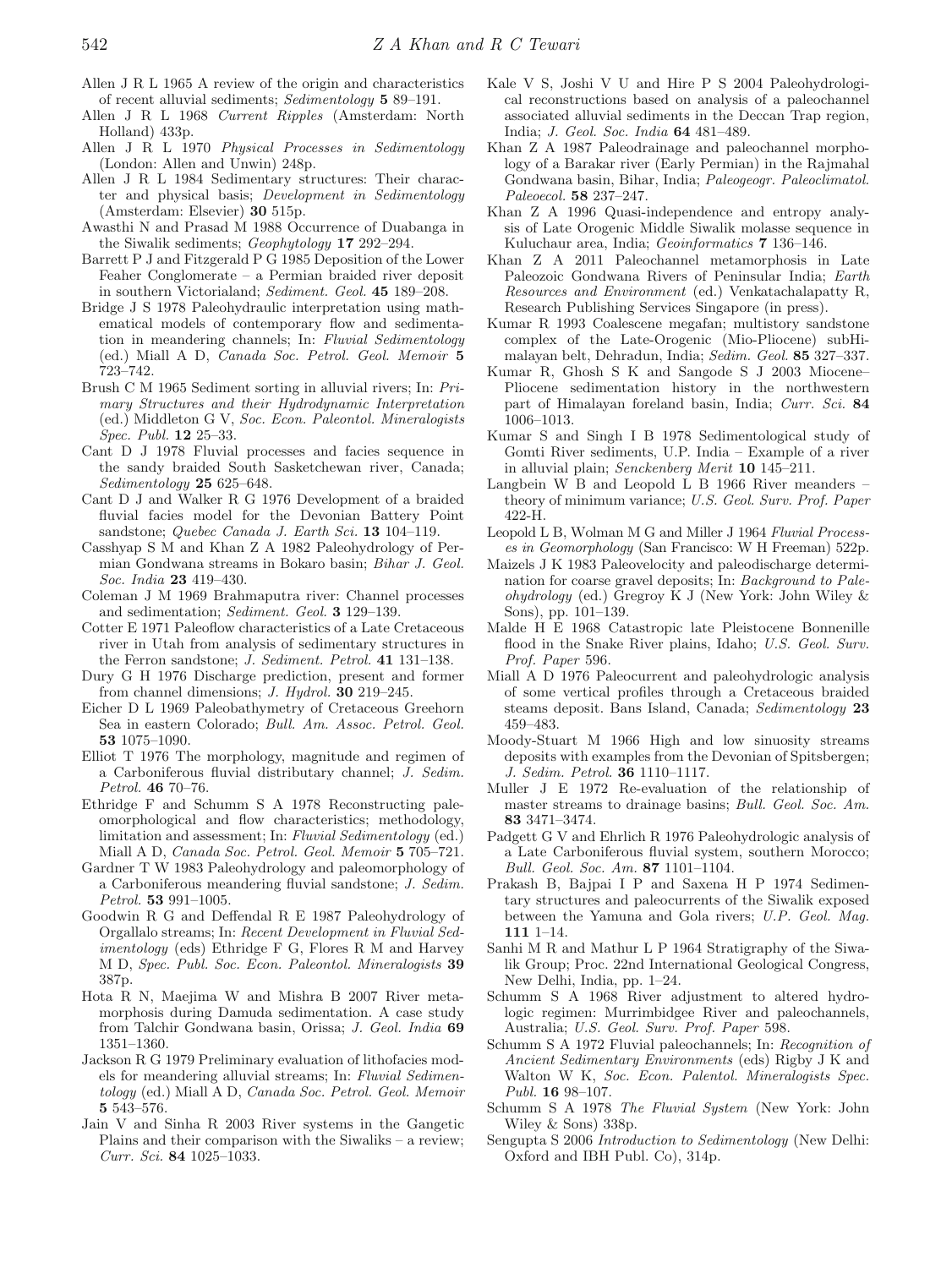Allen J R L 1965 A review of the origin and characteristics of recent alluvial sediments; *Sedimentology* **5** 89–191.

Allen J R L 1968 *Current Ripples* (Amsterdam: North Holland) 433p.

Allen J R L 1970 *Physical Processes in Sedimentology* (London: Allen and Unwin) 248p.

Allen J R L 1984 Sedimentary structures: Their character and physical basis; *Development in Sedimentology* (Amsterdam: Elsevier) **30** 515p.

Awasthi N and Prasad M 1988 Occurrence of Duabanga in the Siwalik sediments; *Geophytology* **17** 292–294.

Barrett P J and Fitzgerald P G 1985 Deposition of the Lower Feaher Conglomerate – a Permian braided river deposit in southern Victorialand; *Sediment. Geol.* **45** 189–208.

Bridge J S 1978 Paleohydraulic interpretation using mathematical models of contemporary flow and sedimentation in meandering channels; In: *Fluvial Sedimentology* (ed.) Miall A D, *Canada Soc. Petrol. Geol. Memoir* **5** 723–742.

Brush C M 1965 Sediment sorting in alluvial rivers; In: *Primary Structures and their Hydrodynamic Interpretation* (ed.) Middleton G V, *Soc. Econ. Paleontol. Mineralogists Spec. Publ.* **12** 25–33.

Cant D J 1978 Fluvial processes and facies sequence in the sandy braided South Sasketchewan river, Canada; *Sedimentology* **25** 625–648.

Cant D J and Walker R G 1976 Development of a braided fluvial facies model for the Devonian Battery Point sandstone; *Quebec Canada J. Earth Sci.* **13** 104–119.

Casshyap S M and Khan Z A 1982 Paleohydrology of Permian Gondwana streams in Bokaro basin; *Bihar J. Geol. Soc. India* **23** 419–430.

Coleman J M 1969 Brahmaputra river: Channel processes and sedimentation; *Sediment. Geol.* **3** 129–139.

Cotter E 1971 Paleoflow characteristics of a Late Cretaceous river in Utah from analysis of sedimentary structures in the Ferron sandstone; *J. Sediment. Petrol.* **41** 131–138.

Dury G H 1976 Discharge prediction, present and former from channel dimensions; *J. Hydrol.* **30** 219–245.

Eicher D L 1969 Paleobathymetry of Cretaceous Greehorn Sea in eastern Colorado; *Bull. Am. Assoc. Petrol. Geol.* **53** 1075–1090.

Elliot T 1976 The morphology, magnitude and regimen of a Carboniferous fluvial distributary channel; *J. Sedim. Petrol.* **46** 70–76.

Ethridge F and Schumm S A 1978 Reconstructing paleomorphological and flow characteristics; methodology, limitation and assessment; In: *Fluvial Sedimentology* (ed.) Miall A D, *Canada Soc. Petrol. Geol. Memoir* **5** 705–721.

Gardner T W 1983 Paleohydrology and paleomorphology of a Carboniferous meandering fluvial sandstone; *J. Sedim. Petrol.* **53** 991–1005.

Goodwin R G and Deffendal R E 1987 Paleohydrology of Orgallalo streams; In: *Recent Development in Fluvial Sedimentology* (eds) Ethridge F G, Flores R M and Harvey M D, *Spec. Publ. Soc. Econ. Paleontol. Mineralogists* **39** 387p.

Hota R N, Maejima W and Mishra B 2007 River metamorphosis during Damuda sedimentation. A case study from Talchir Gondwana basin, Orissa; *J. Geol. India* **69** 1351–1360.

Jackson R G 1979 Preliminary evaluation of lithofacies models for meandering alluvial streams; In: *Fluvial Sedimentology* (ed.) Miall A D, *Canada Soc. Petrol. Geol. Memoir* **5** 543–576.

Jain V and Sinha R 2003 River systems in the Gangetic Plains and their comparison with the Siwaliks – a review; *Curr. Sci.* **84** 1025–1033.

Kale V S, Joshi V U and Hire P S 2004 Paleohydrological reconstructions based on analysis of a paleochannel associated alluvial sediments in the Deccan Trap region, India; *J. Geol. Soc. India* **64** 481–489.

Khan Z A 1987 Paleodrainage and paleochannel morphology of a Barakar river (Early Permian) in the Rajmahal Gondwana basin, Bihar, India; *Paleogeogr. Paleoclimatol. Paleoecol.* **58** 237–247.

Khan Z A 1996 Quasi-independence and entropy analysis of Late Orogenic Middle Siwalik molasse sequence in Kuluchaur area, India; *Geoinformatics* **7** 136–146.

Khan Z A 2011 Paleochannel metamorphosis in Late Paleozoic Gondwana Rivers of Peninsular India; *Earth Resources and Environment* (ed.) Venkatachalapatty R, Research Publishing Services Singapore (in press).

Kumar R 1993 Coalescene megafan; multistory sandstone complex of the Late-Orogenic (Mio-Pliocene) subHimalayan belt, Dehradun, India; *Sedim. Geol.* **85** 327–337.

Kumar R, Ghosh S K and Sangode S J 2003 Miocene–Pliocene sedimentation history in the northwestern part of Himalayan foreland basin, India; *Curr. Sci.* **84** 1006–1013.

Kumar S and Singh I B 1978 Sedimentological study of Gomti River sediments, U.P. India – Example of a river in alluvial plain; *Senckenberg Merit* **10** 145–211.

Langbein W B and Leopold L B 1966 River meanders – theory of minimum variance; *U.S. Geol. Surv. Prof. Paper* 422-H.

Leopold L B, Wolman M G and Miller J 1964 *Fluvial Processes in Geomorphology* (San Francisco: W H Freeman) 522p.

Maizels J K 1983 Paleovelocity and paleodischarge determination for coarse gravel deposits; In: *Background to Paleohydrology* (ed.) Gregroy K J (New York: John Wiley & Sons), pp. 101–139.

Malde H E 1968 Catastropic late Pleistocene Bonnenille flood in the Snake River plains, Idaho; *U.S. Geol. Surv. Prof. Paper* 596.

Miall A D 1976 Paleocurrent and paleohydrologic analysis of some vertical profiles through a Cretaceous braided steams deposit. Bans Island, Canada; *Sedimentology* **23** 459–483.

Moody-Stuart M 1966 High and low sinuosity streams deposits with examples from the Devonian of Spitsbergen; *J. Sedim. Petrol.* **36** 1110–1117.

Muller J E 1972 Re-evaluation of the relationship of master streams to drainage basins; *Bull. Geol. Soc. Am.* **83** 3471–3474.

Padgett G V and Ehrlich R 1976 Paleohydrologic analysis of a Late Carboniferous fluvial system, southern Morocco; *Bull. Geol. Soc. Am.* **87** 1101–1104.

Prakash B, Bajpai I P and Saxena H P 1974 Sedimentary structures and paleocurrents of the Siwalik exposed between the Yamuna and Gola rivers; *U.P. Geol. Mag.* **111** 1–14.

Sanhi M R and Mathur L P 1964 Stratigraphy of the Siwalik Group; Proc. 22nd International Geological Congress, New Delhi, India, pp. 1–24.

Schumm S A 1968 River adjustment to altered hydrologic regimen: Murrimbidgee River and paleochannels, Australia; *U.S. Geol. Surv. Prof. Paper* 598.

Schumm S A 1972 Fluvial paleochannels; In: *Recognition of Ancient Sedimentary Environments* (eds) Rigby J K and Walton W K, *Soc. Econ. Palentol. Mineralogists Spec. Publ.* **16** 98–107.

Schumm S A 1978 *The Fluvial System* (New York: John Wiley & Sons) 338p.

Sengupta S 2006 *Introduction to Sedimentology* (New Delhi: Oxford and IBH Publ. Co), 314p.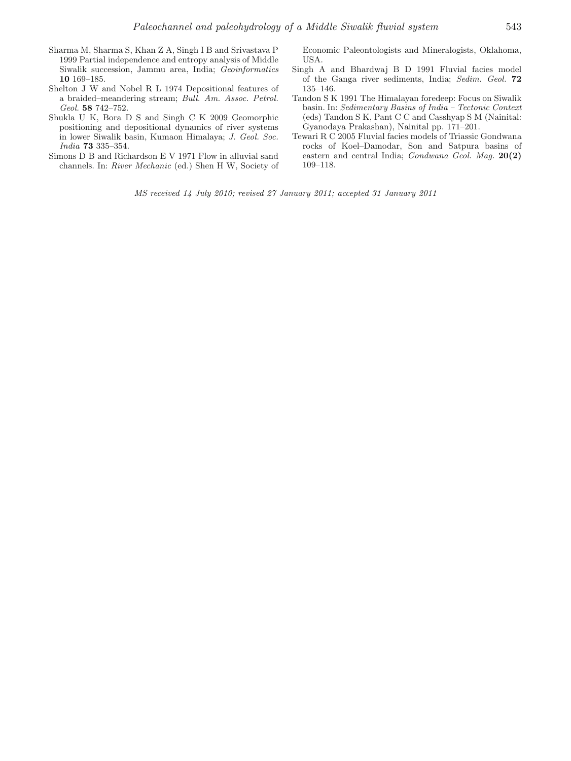Sharma M, Sharma S, Khan Z A, Singh I B and Srivastava P 1999 Partial independence and entropy analysis of Middle Siwalik succession, Jammu area, India; *Geoinformatics* **10** 169–185.

Shelton J W and Nobel R L 1974 Depositional features of a braided–meandering stream; *Bull. Am. Assoc. Petrol. Geol.* **58** 742–752.

Shukla U K, Bora D S and Singh C K 2009 Geomorphic positioning and depositional dynamics of river systems in lower Siwalik basin, Kumaon Himalaya; *J. Geol. Soc. India* **73** 335–354.

Simons D B and Richardson E V 1971 Flow in alluvial sand channels. In: *River Mechanic* (ed.) Shen H W, Society of Economic Paleontologists and Mineralogists, Oklahoma, USA.

Singh A and Bhardwaj B D 1991 Fluvial facies model of the Ganga river sediments, India; *Sedim. Geol.* **72** 135–146.

Tandon S K 1991 The Himalayan foredeep: Focus on Siwalik basin. In: *Sedimentary Basins of India – Tectonic Context* (eds) Tandon S K, Pant C C and Casshyap S M (Nainital: Gyanodaya Prakashan), Nainital pp. 171–201.

Tewari R C 2005 Fluvial facies models of Triassic Gondwana rocks of Koel–Damodar, Son and Satpura basins of eastern and central India; *Gondwana Geol. Mag.* **20(2)** 109–118.

*MS received 14 July 2010; revised 27 January 2011; accepted 31 January 2011*